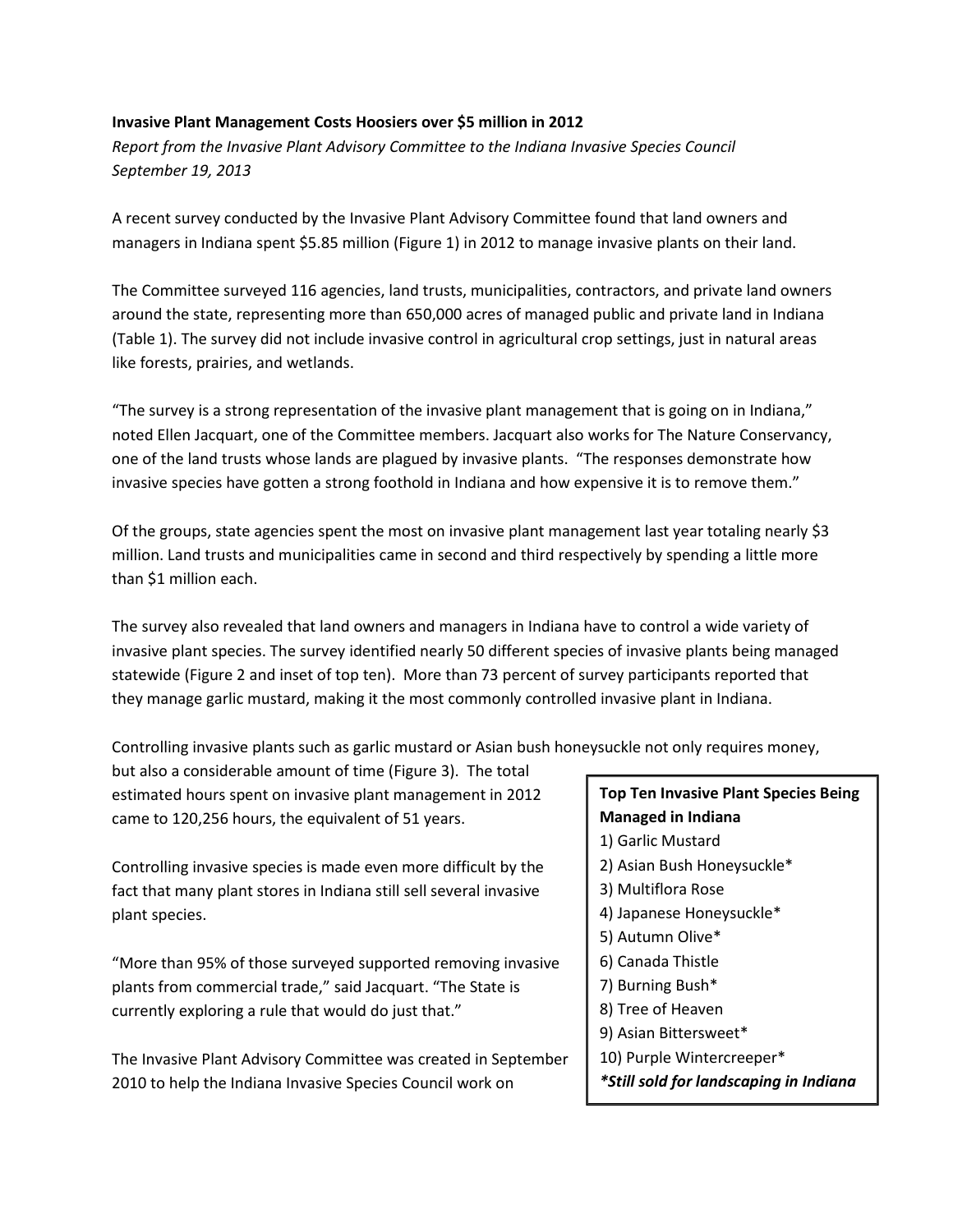**Invasive Plant Management Costs Hoosiers over $5 million in 2012**

*Report from the Invasive Plant Advisory Committee to the Indiana Invasive Species Council*
*September 19, 2013*

A recent survey conducted by the Invasive Plant Advisory Committee found that land owners and managers in Indiana spent $5.85 million (Figure 1) in 2012 to manage invasive plants on their land.

The Committee surveyed 116 agencies, land trusts, municipalities, contractors, and private land owners around the state, representing more than 650,000 acres of managed public and private land in Indiana (Table 1). The survey did not include invasive control in agricultural crop settings, just in natural areas like forests, prairies, and wetlands.

"The survey is a strong representation of the invasive plant management that is going on in Indiana," noted Ellen Jacquart, one of the Committee members. Jacquart also works for The Nature Conservancy, one of the land trusts whose lands are plagued by invasive plants. "The responses demonstrate how invasive species have gotten a strong foothold in Indiana and how expensive it is to remove them."

Of the groups, state agencies spent the most on invasive plant management last year totaling nearly $3 million. Land trusts and municipalities came in second and third respectively by spending a little more than $1 million each.

The survey also revealed that land owners and managers in Indiana have to control a wide variety of invasive plant species. The survey identified nearly 50 different species of invasive plants being managed statewide (Figure 2 and inset of top ten). More than 73 percent of survey participants reported that they manage garlic mustard, making it the most commonly controlled invasive plant in Indiana.

Controlling invasive plants such as garlic mustard or Asian bush honeysuckle not only requires money, but also a considerable amount of time (Figure 3). The total estimated hours spent on invasive plant management in 2012 came to 120,256 hours, the equivalent of 51 years.

Controlling invasive species is made even more difficult by the fact that many plant stores in Indiana still sell several invasive plant species.

"More than 95% of those surveyed supported removing invasive plants from commercial trade," said Jacquart. "The State is currently exploring a rule that would do just that."

The Invasive Plant Advisory Committee was created in September 2010 to help the Indiana Invasive Species Council work on

**Top Ten Invasive Plant Species Being Managed in Indiana**

1) Garlic Mustard
2) Asian Bush Honeysuckle*
3) Multiflora Rose
4) Japanese Honeysuckle*
5) Autumn Olive*
6) Canada Thistle
7) Burning Bush*
8) Tree of Heaven
9) Asian Bittersweet*
10) Purple Wintercreeper*

***Still sold for landscaping in Indiana***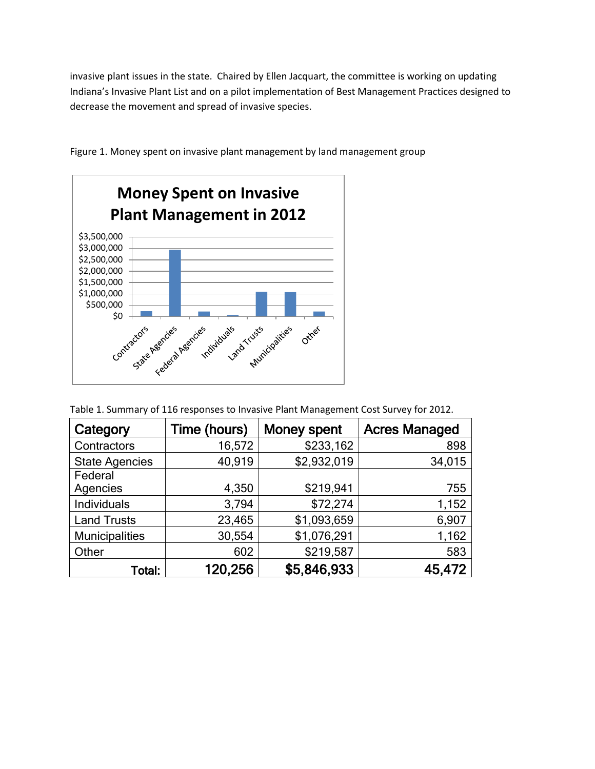invasive plant issues in the state. Chaired by Ellen Jacquart, the committee is working on updating Indiana's Invasive Plant List and on a pilot implementation of Best Management Practices designed to decrease the movement and spread of invasive species.

Figure 1. Money spent on invasive plant management by land management group

Table 1. Summary of 116 responses to Invasive Plant Management Cost Survey for 2012.

| Category | Time (hours) | Money spent | Acres Managed |
|---|---|---|---|
| Contractors | 16,572 | $233,162 | 898 |
| State Agencies | 40,919 | $2,932,019 | 34,015 |
| Federal Agencies | 4,350 | $219,941 | 755 |
| Individuals | 3,794 | $72,274 | 1,152 |
| Land Trusts | 23,465 | $1,093,659 | 6,907 |
| Municipalities | 30,554 | $1,076,291 | 1,162 |
| Other | 602 | $219,587 | 583 |
| **Total:** | **120,256** | **$5,846,933** | **45,472** |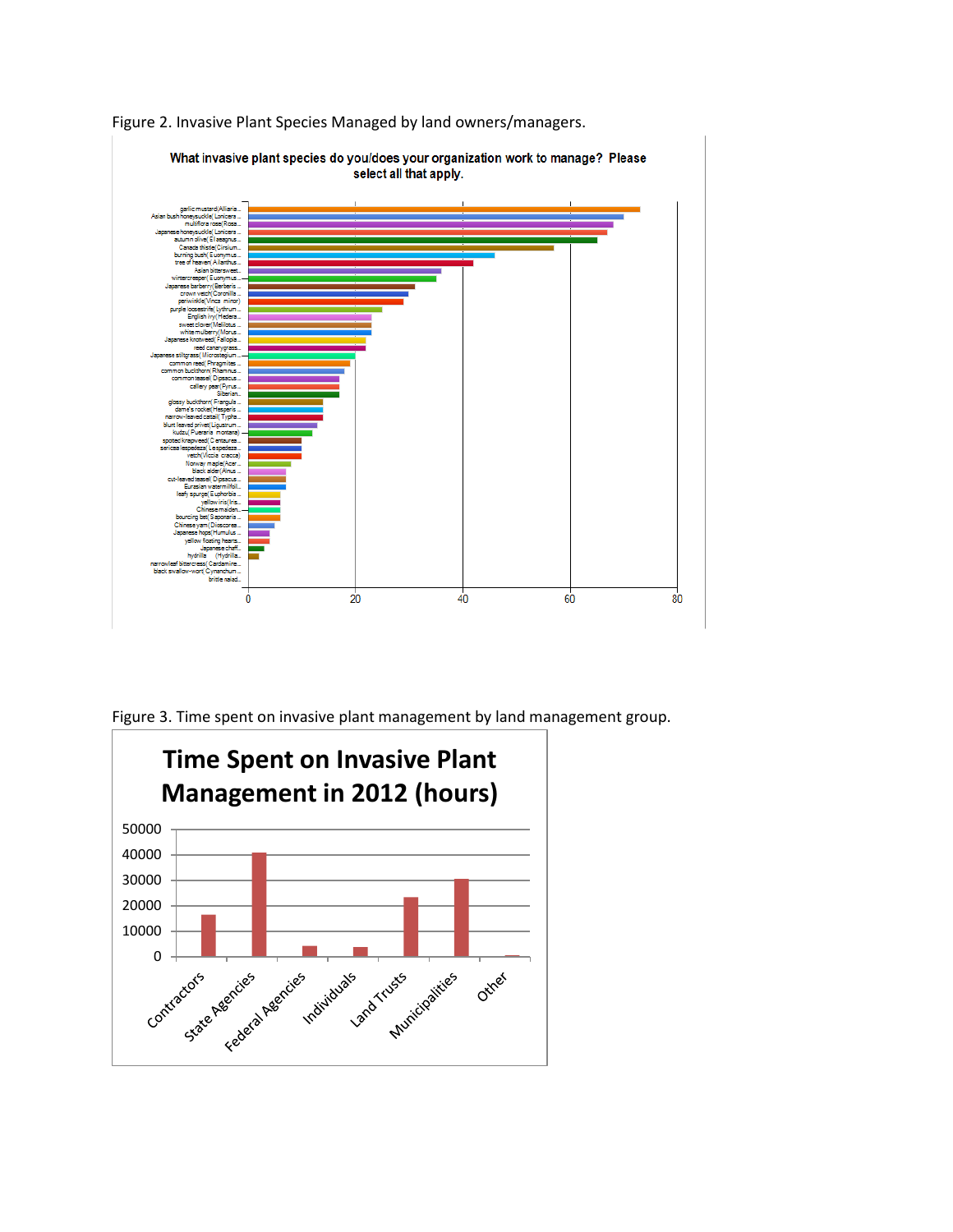Figure 2. Invasive Plant Species Managed by land owners/managers.

Figure 3. Time spent on invasive plant management by land management group.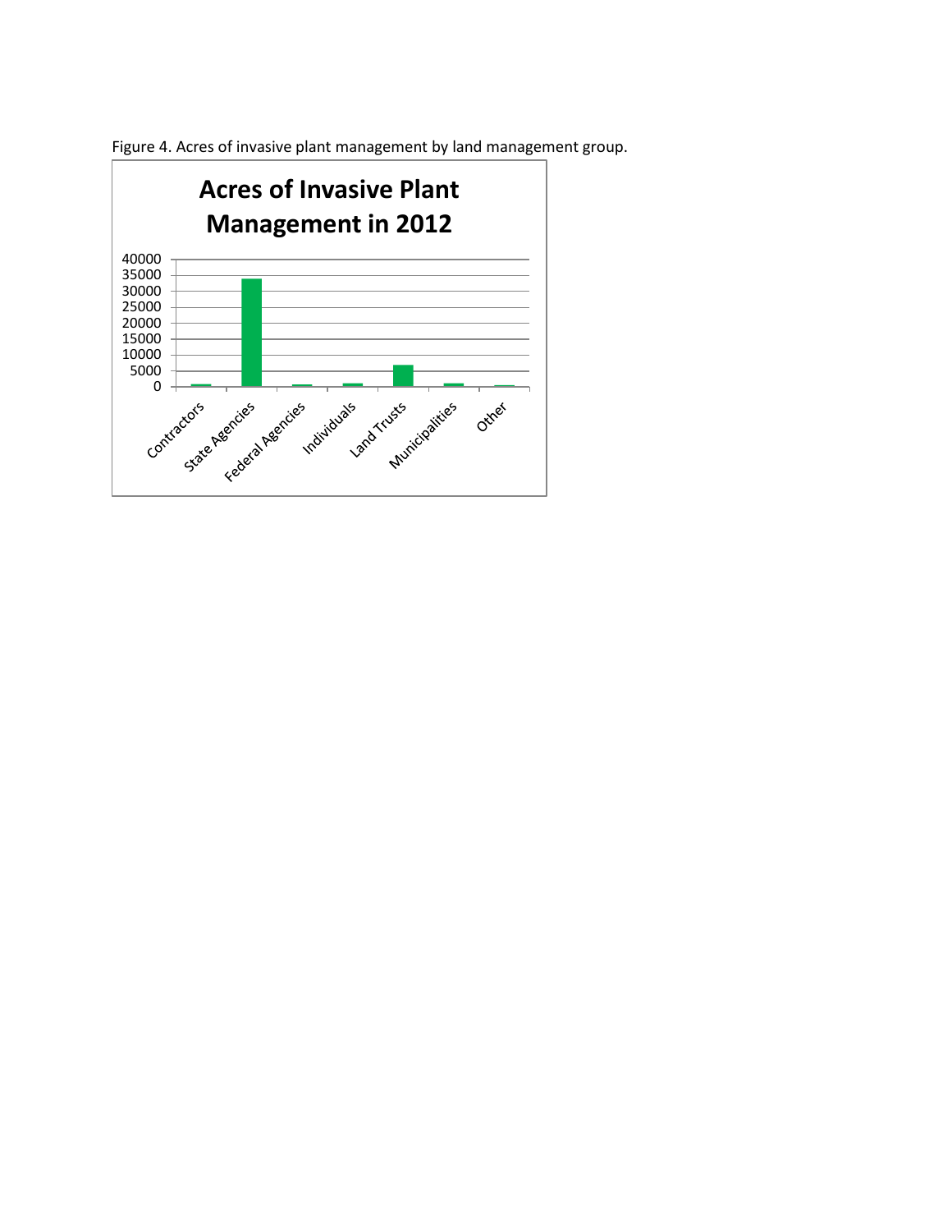Figure 4. Acres of invasive plant management by land management group.

Acres of Invasive Plant Management in 2012

40000
35000
30000
25000
20000
15000
10000
5000
0

Contractors
State Agencies
Federal Agencies
Individuals
Land Trusts
Municipalities
Other